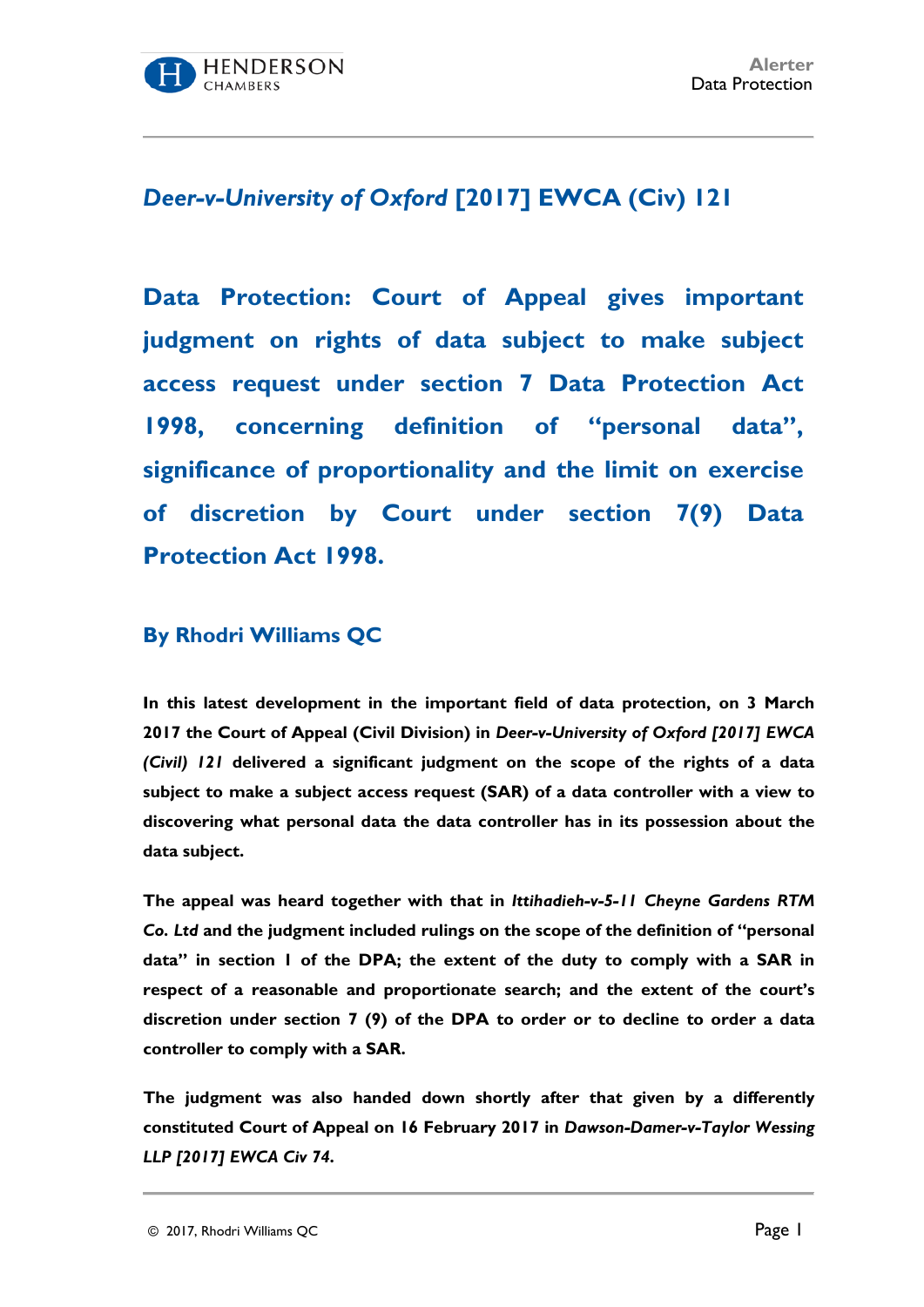## *Deer-v-University of Oxford* [2017] EWCA (Civ) 121

# Data Protection: Court of Appeal gives important judgment on rights of data subject to make subject access request under section 7 Data Protection Act 1998, concerning definition of "personal data", significance of proportionality and the limit on exercise of discretion by Court under section 7(9) Data Protection Act 1998.

### By Rhodri Williams QC

**In this latest development in the important field of data protection, on 3 March 2017 the Court of Appeal (Civil Division) in *Deer-v-University of Oxford [2017] EWCA (Civil) 121* delivered a significant judgment on the scope of the rights of a data subject to make a subject access request (SAR) of a data controller with a view to discovering what personal data the data controller has in its possession about the data subject.**

**The appeal was heard together with that in *Ittihadieh-v-5-11 Cheyne Gardens RTM Co. Ltd* and the judgment included rulings on the scope of the definition of "personal data" in section 1 of the DPA; the extent of the duty to comply with a SAR in respect of a reasonable and proportionate search; and the extent of the court's discretion under section 7 (9) of the DPA to order or to decline to order a data controller to comply with a SAR.**

**The judgment was also handed down shortly after that given by a differently constituted Court of Appeal on 16 February 2017 in *Dawson-Damer-v-Taylor Wessing LLP [2017] EWCA Civ 74.***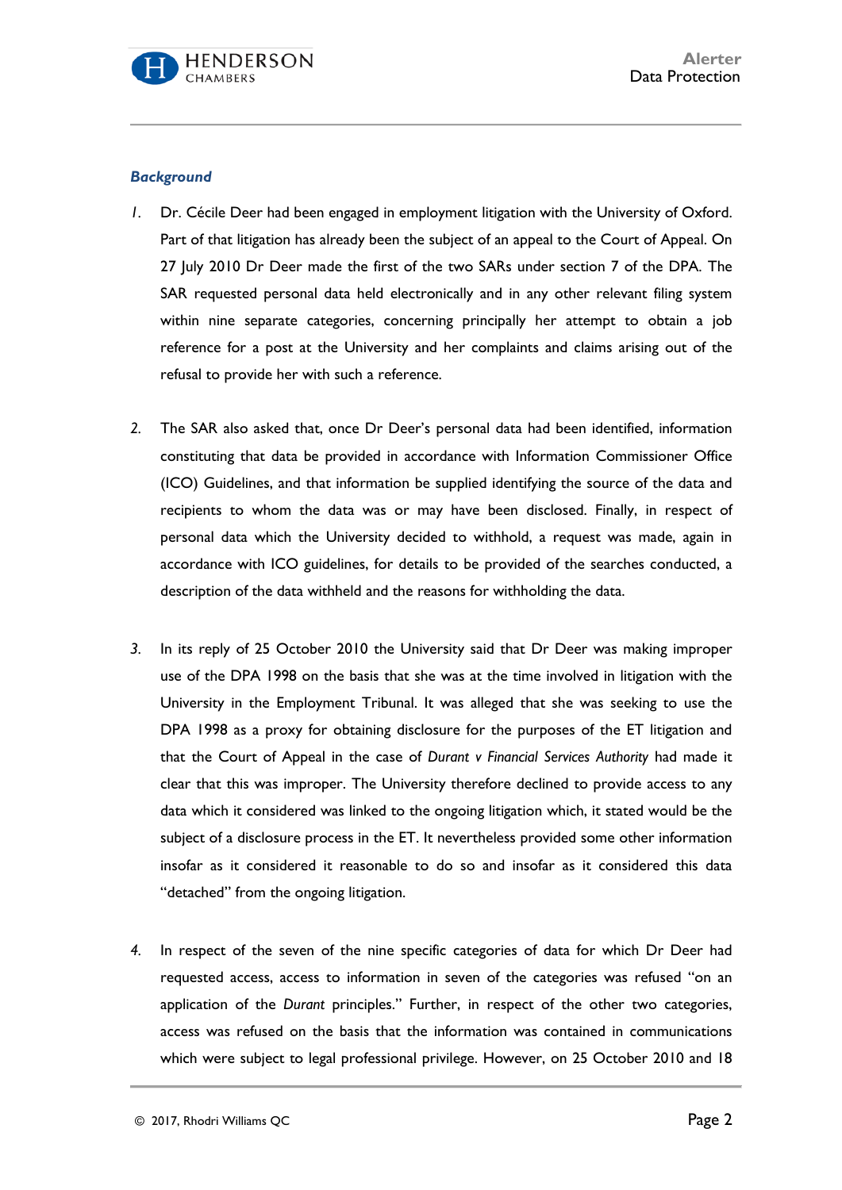### *Background*

1. Dr. Cécile Deer had been engaged in employment litigation with the University of Oxford. Part of that litigation has already been the subject of an appeal to the Court of Appeal. On 27 July 2010 Dr Deer made the first of the two SARs under section 7 of the DPA. The SAR requested personal data held electronically and in any other relevant filing system within nine separate categories, concerning principally her attempt to obtain a job reference for a post at the University and her complaints and claims arising out of the refusal to provide her with such a reference.

2. The SAR also asked that, once Dr Deer's personal data had been identified, information constituting that data be provided in accordance with Information Commissioner Office (ICO) Guidelines, and that information be supplied identifying the source of the data and recipients to whom the data was or may have been disclosed. Finally, in respect of personal data which the University decided to withhold, a request was made, again in accordance with ICO guidelines, for details to be provided of the searches conducted, a description of the data withheld and the reasons for withholding the data.

3. In its reply of 25 October 2010 the University said that Dr Deer was making improper use of the DPA 1998 on the basis that she was at the time involved in litigation with the University in the Employment Tribunal. It was alleged that she was seeking to use the DPA 1998 as a proxy for obtaining disclosure for the purposes of the ET litigation and that the Court of Appeal in the case of *Durant v Financial Services Authority* had made it clear that this was improper. The University therefore declined to provide access to any data which it considered was linked to the ongoing litigation which, it stated would be the subject of a disclosure process in the ET. It nevertheless provided some other information insofar as it considered it reasonable to do so and insofar as it considered this data "detached" from the ongoing litigation.

4. In respect of the seven of the nine specific categories of data for which Dr Deer had requested access, access to information in seven of the categories was refused "on an application of the *Durant* principles." Further, in respect of the other two categories, access was refused on the basis that the information was contained in communications which were subject to legal professional privilege. However, on 25 October 2010 and 18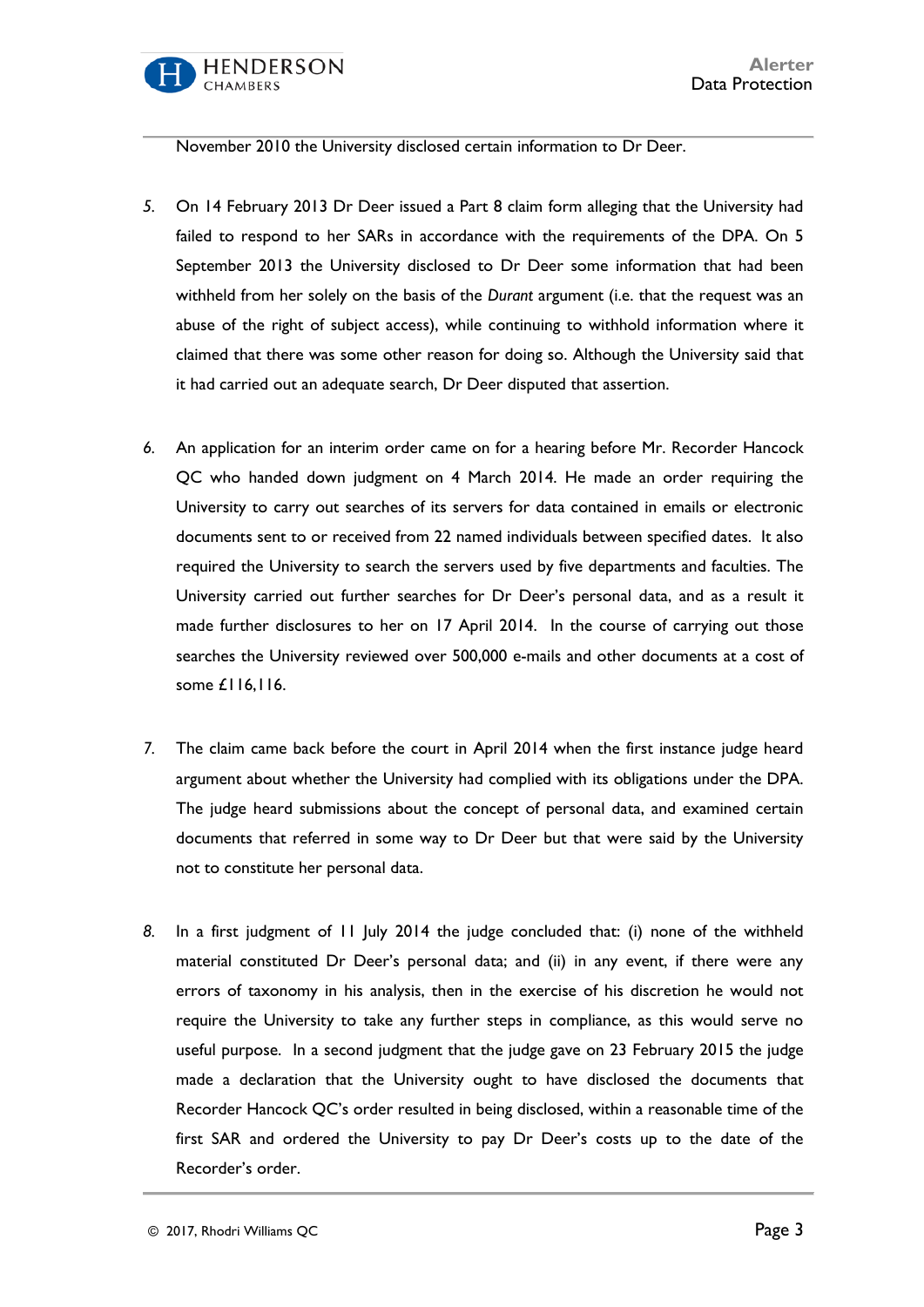November 2010 the University disclosed certain information to Dr Deer.

5. On 14 February 2013 Dr Deer issued a Part 8 claim form alleging that the University had failed to respond to her SARs in accordance with the requirements of the DPA. On 5 September 2013 the University disclosed to Dr Deer some information that had been withheld from her solely on the basis of the *Durant* argument (i.e. that the request was an abuse of the right of subject access), while continuing to withhold information where it claimed that there was some other reason for doing so. Although the University said that it had carried out an adequate search, Dr Deer disputed that assertion.

6. An application for an interim order came on for a hearing before Mr. Recorder Hancock QC who handed down judgment on 4 March 2014. He made an order requiring the University to carry out searches of its servers for data contained in emails or electronic documents sent to or received from 22 named individuals between specified dates. It also required the University to search the servers used by five departments and faculties. The University carried out further searches for Dr Deer's personal data, and as a result it made further disclosures to her on 17 April 2014. In the course of carrying out those searches the University reviewed over 500,000 e-mails and other documents at a cost of some £116,116.

7. The claim came back before the court in April 2014 when the first instance judge heard argument about whether the University had complied with its obligations under the DPA. The judge heard submissions about the concept of personal data, and examined certain documents that referred in some way to Dr Deer but that were said by the University not to constitute her personal data.

8. In a first judgment of 11 July 2014 the judge concluded that: (i) none of the withheld material constituted Dr Deer's personal data; and (ii) in any event, if there were any errors of taxonomy in his analysis, then in the exercise of his discretion he would not require the University to take any further steps in compliance, as this would serve no useful purpose. In a second judgment that the judge gave on 23 February 2015 the judge made a declaration that the University ought to have disclosed the documents that Recorder Hancock QC's order resulted in being disclosed, within a reasonable time of the first SAR and ordered the University to pay Dr Deer's costs up to the date of the Recorder's order.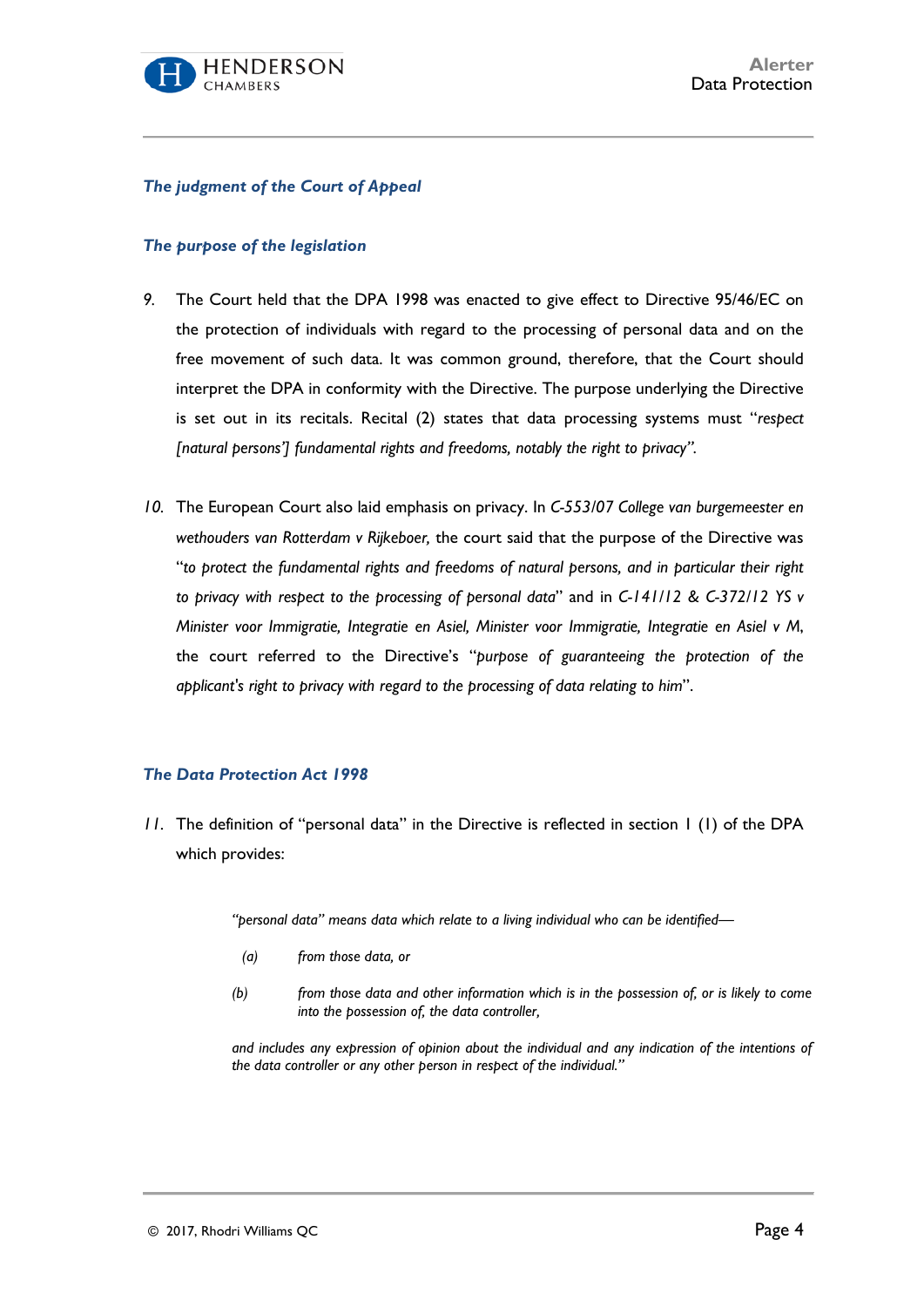### *The judgment of the Court of Appeal*

#### *The purpose of the legislation*

9. The Court held that the DPA 1998 was enacted to give effect to Directive 95/46/EC on the protection of individuals with regard to the processing of personal data and on the free movement of such data. It was common ground, therefore, that the Court should interpret the DPA in conformity with the Directive. The purpose underlying the Directive is set out in its recitals. Recital (2) states that data processing systems must "*respect [natural persons'] fundamental rights and freedoms, notably the right to privacy".*

10. The European Court also laid emphasis on privacy. In *C-553/07 College van burgemeester en wethouders van Rotterdam v Rijkeboer,* the court said that the purpose of the Directive was "*to protect the fundamental rights and freedoms of natural persons, and in particular their right to privacy with respect to the processing of personal data*" and in *C-141/12 & C-372/12 YS v Minister voor Immigratie, Integratie en Asiel, Minister voor Immigratie, Integratie en Asiel v M,* the court referred to the Directive's "*purpose of guaranteeing the protection of the applicant's right to privacy with regard to the processing of data relating to him*".

#### *The Data Protection Act 1998*

11. The definition of "personal data" in the Directive is reflected in section 1 (1) of the DPA which provides:

> *"personal data" means data which relate to a living individual who can be identified—*
>
> *(a) from those data, or*
>
> *(b) from those data and other information which is in the possession of, or is likely to come into the possession of, the data controller,*
>
> *and includes any expression of opinion about the individual and any indication of the intentions of the data controller or any other person in respect of the individual."*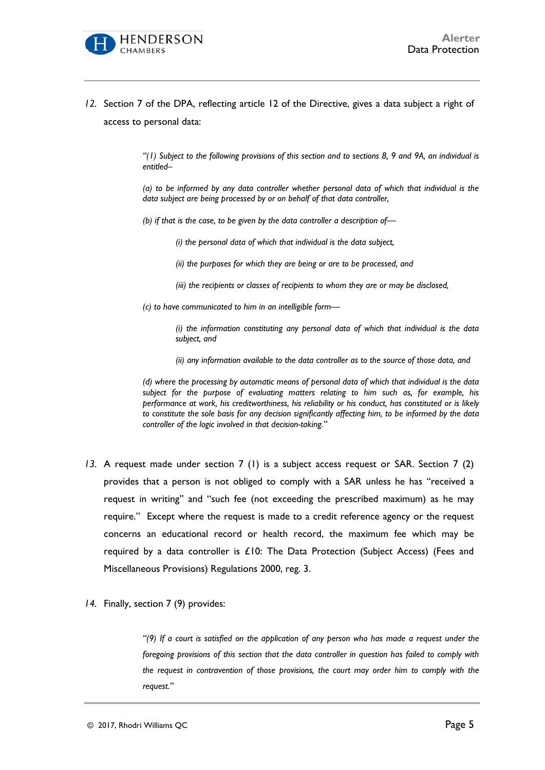12. Section 7 of the DPA, reflecting article 12 of the Directive, gives a data subject a right of access to personal data:

> *"(1) Subject to the following provisions of this section and to sections 8, 9 and 9A, an individual is entitled–*
>
> *(a) to be informed by any data controller whether personal data of which that individual is the data subject are being processed by or on behalf of that data controller,*
>
> *(b) if that is the case, to be given by the data controller a description of—*
>
> > *(i) the personal data of which that individual is the data subject,*
> >
> > *(ii) the purposes for which they are being or are to be processed, and*
> >
> > *(iii) the recipients or classes of recipients to whom they are or may be disclosed,*
>
> *(c) to have communicated to him in an intelligible form—*
>
> > *(i) the information constituting any personal data of which that individual is the data subject, and*
> >
> > *(ii) any information available to the data controller as to the source of those data, and*
>
> *(d) where the processing by automatic means of personal data of which that individual is the data subject for the purpose of evaluating matters relating to him such as, for example, his performance at work, his creditworthiness, his reliability or his conduct, has constituted or is likely to constitute the sole basis for any decision significantly affecting him, to be informed by the data controller of the logic involved in that decision-taking."*

13. A request made under section 7 (1) is a subject access request or SAR. Section 7 (2) provides that a person is not obliged to comply with a SAR unless he has "received a request in writing" and "such fee (not exceeding the prescribed maximum) as he may require." Except where the request is made to a credit reference agency or the request concerns an educational record or health record, the maximum fee which may be required by a data controller is £10: The Data Protection (Subject Access) (Fees and Miscellaneous Provisions) Regulations 2000, reg. 3.

14. Finally, section 7 (9) provides:

> *"(9) If a court is satisfied on the application of any person who has made a request under the foregoing provisions of this section that the data controller in question has failed to comply with the request in contravention of those provisions, the court may order him to comply with the request."*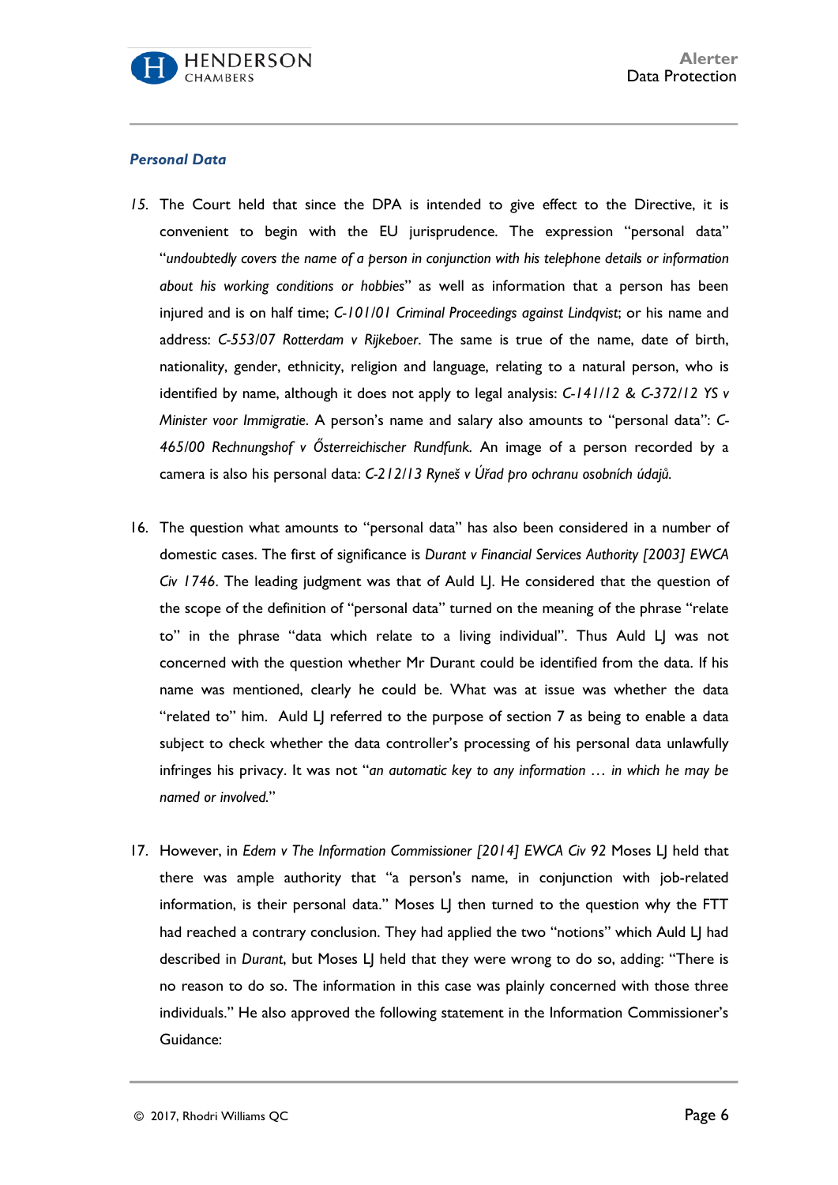### *Personal Data*

15. The Court held that since the DPA is intended to give effect to the Directive, it is convenient to begin with the EU jurisprudence. The expression "personal data" "*undoubtedly covers the name of a person in conjunction with his telephone details or information about his working conditions or hobbies*" as well as information that a person has been injured and is on half time; *C-101/01 Criminal Proceedings against Lindqvist*; or his name and address: *C-553/07 Rotterdam v Rijkeboer*. The same is true of the name, date of birth, nationality, gender, ethnicity, religion and language, relating to a natural person, who is identified by name, although it does not apply to legal analysis: *C-141/12 & C-372/12 YS v Minister voor Immigratie*. A person's name and salary also amounts to "personal data": *C-465/00 Rechnungshof v Ősterreichischer Rundfunk*. An image of a person recorded by a camera is also his personal data: *C-212/13 Ryneš v Úřad pro ochranu osobních údajů*.

16. The question what amounts to "personal data" has also been considered in a number of domestic cases. The first of significance is *Durant v Financial Services Authority [2003] EWCA Civ 1746*. The leading judgment was that of Auld LJ. He considered that the question of the scope of the definition of "personal data" turned on the meaning of the phrase "relate to" in the phrase "data which relate to a living individual". Thus Auld LJ was not concerned with the question whether Mr Durant could be identified from the data. If his name was mentioned, clearly he could be. What was at issue was whether the data "related to" him. Auld LJ referred to the purpose of section 7 as being to enable a data subject to check whether the data controller's processing of his personal data unlawfully infringes his privacy. It was not "*an automatic key to any information … in which he may be named or involved.*"

17. However, in *Edem v The Information Commissioner [2014] EWCA Civ 92* Moses LJ held that there was ample authority that "a person's name, in conjunction with job-related information, is their personal data." Moses LJ then turned to the question why the FTT had reached a contrary conclusion. They had applied the two "notions" which Auld LJ had described in *Durant*, but Moses LJ held that they were wrong to do so, adding: "There is no reason to do so. The information in this case was plainly concerned with those three individuals." He also approved the following statement in the Information Commissioner's Guidance: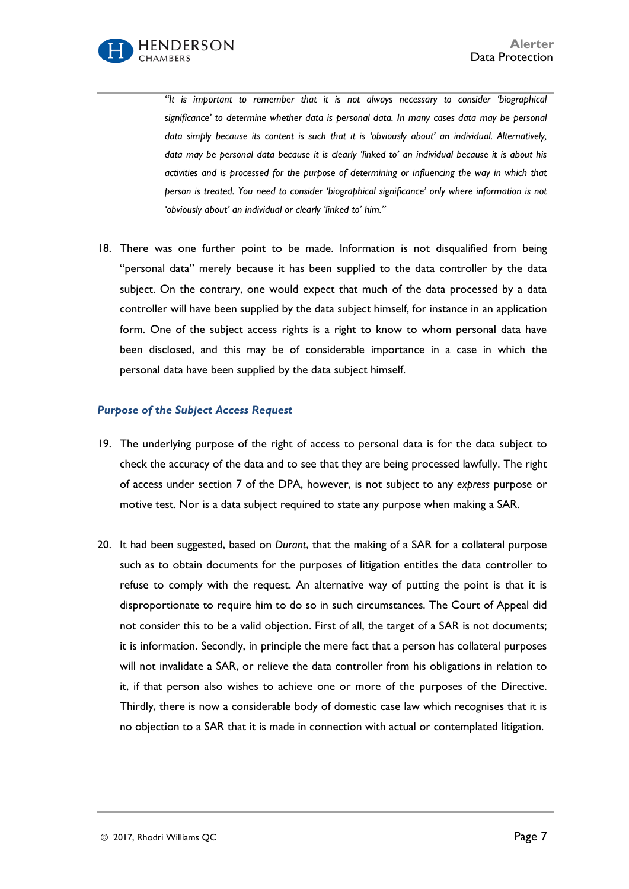> *"It is important to remember that it is not always necessary to consider 'biographical significance' to determine whether data is personal data. In many cases data may be personal data simply because its content is such that it is 'obviously about' an individual. Alternatively, data may be personal data because it is clearly 'linked to' an individual because it is about his activities and is processed for the purpose of determining or influencing the way in which that person is treated. You need to consider 'biographical significance' only where information is not 'obviously about' an individual or clearly 'linked to' him."*

18. There was one further point to be made. Information is not disqualified from being "personal data" merely because it has been supplied to the data controller by the data subject. On the contrary, one would expect that much of the data processed by a data controller will have been supplied by the data subject himself, for instance in an application form. One of the subject access rights is a right to know to whom personal data have been disclosed, and this may be of considerable importance in a case in which the personal data have been supplied by the data subject himself.

### *Purpose of the Subject Access Request*

19. The underlying purpose of the right of access to personal data is for the data subject to check the accuracy of the data and to see that they are being processed lawfully. The right of access under section 7 of the DPA, however, is not subject to any *express* purpose or motive test. Nor is a data subject required to state any purpose when making a SAR.

20. It had been suggested, based on *Durant*, that the making of a SAR for a collateral purpose such as to obtain documents for the purposes of litigation entitles the data controller to refuse to comply with the request. An alternative way of putting the point is that it is disproportionate to require him to do so in such circumstances. The Court of Appeal did not consider this to be a valid objection. First of all, the target of a SAR is not documents; it is information. Secondly, in principle the mere fact that a person has collateral purposes will not invalidate a SAR, or relieve the data controller from his obligations in relation to it, if that person also wishes to achieve one or more of the purposes of the Directive. Thirdly, there is now a considerable body of domestic case law which recognises that it is no objection to a SAR that it is made in connection with actual or contemplated litigation.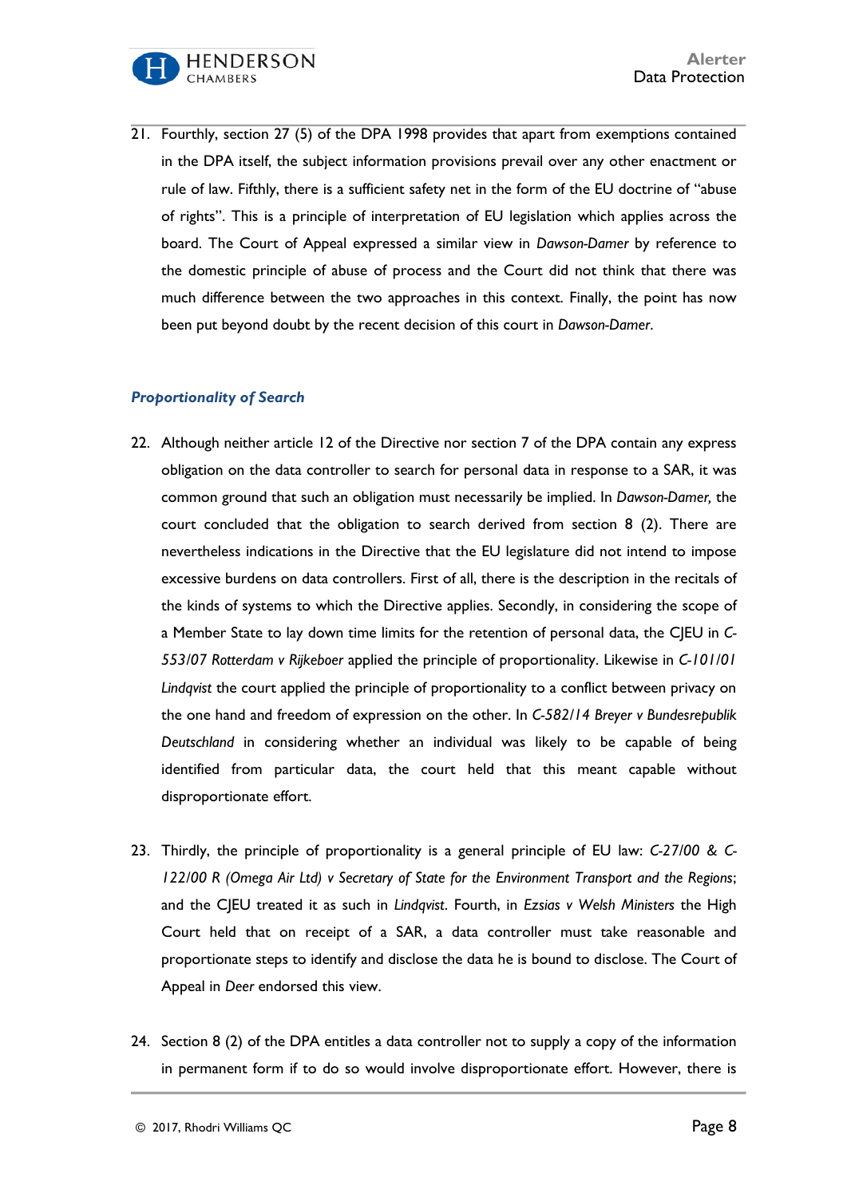21. Fourthly, section 27 (5) of the DPA 1998 provides that apart from exemptions contained in the DPA itself, the subject information provisions prevail over any other enactment or rule of law. Fifthly, there is a sufficient safety net in the form of the EU doctrine of "abuse of rights". This is a principle of interpretation of EU legislation which applies across the board. The Court of Appeal expressed a similar view in *Dawson-Damer* by reference to the domestic principle of abuse of process and the Court did not think that there was much difference between the two approaches in this context. Finally, the point has now been put beyond doubt by the recent decision of this court in *Dawson-Damer*.

### *Proportionality of Search*

22. Although neither article 12 of the Directive nor section 7 of the DPA contain any express obligation on the data controller to search for personal data in response to a SAR, it was common ground that such an obligation must necessarily be implied. In *Dawson-Damer,* the court concluded that the obligation to search derived from section 8 (2). There are nevertheless indications in the Directive that the EU legislature did not intend to impose excessive burdens on data controllers. First of all, there is the description in the recitals of the kinds of systems to which the Directive applies. Secondly, in considering the scope of a Member State to lay down time limits for the retention of personal data, the CJEU in *C-553/07 Rotterdam v Rijkeboer* applied the principle of proportionality. Likewise in *C-101/01 Lindqvist* the court applied the principle of proportionality to a conflict between privacy on the one hand and freedom of expression on the other. In *C-582/14 Breyer v Bundesrepublik Deutschland* in considering whether an individual was likely to be capable of being identified from particular data, the court held that this meant capable without disproportionate effort.

23. Thirdly, the principle of proportionality is a general principle of EU law: *C-27/00 & C-122/00 R (Omega Air Ltd) v Secretary of State for the Environment Transport and the Regions*; and the CJEU treated it as such in *Lindqvist*. Fourth, in *Ezsias v Welsh Ministers* the High Court held that on receipt of a SAR, a data controller must take reasonable and proportionate steps to identify and disclose the data he is bound to disclose. The Court of Appeal in *Deer* endorsed this view.

24. Section 8 (2) of the DPA entitles a data controller not to supply a copy of the information in permanent form if to do so would involve disproportionate effort. However, there is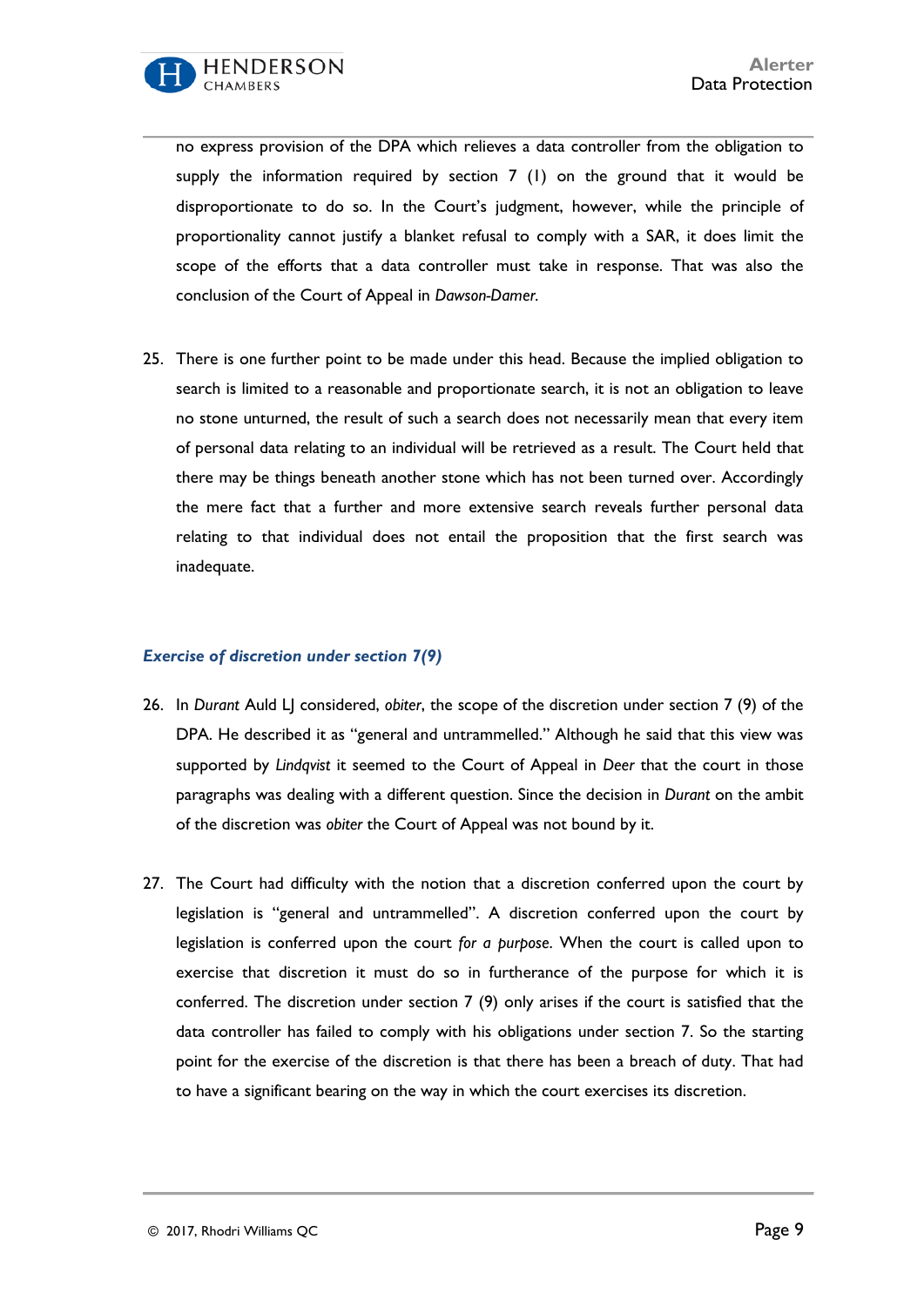no express provision of the DPA which relieves a data controller from the obligation to supply the information required by section 7 (1) on the ground that it would be disproportionate to do so. In the Court's judgment, however, while the principle of proportionality cannot justify a blanket refusal to comply with a SAR, it does limit the scope of the efforts that a data controller must take in response. That was also the conclusion of the Court of Appeal in *Dawson-Damer*.

25. There is one further point to be made under this head. Because the implied obligation to search is limited to a reasonable and proportionate search, it is not an obligation to leave no stone unturned, the result of such a search does not necessarily mean that every item of personal data relating to an individual will be retrieved as a result. The Court held that there may be things beneath another stone which has not been turned over. Accordingly the mere fact that a further and more extensive search reveals further personal data relating to that individual does not entail the proposition that the first search was inadequate.

### *Exercise of discretion under section 7(9)*

26. In *Durant* Auld LJ considered, *obiter*, the scope of the discretion under section 7 (9) of the DPA. He described it as "general and untrammelled." Although he said that this view was supported by *Lindqvist* it seemed to the Court of Appeal in *Deer* that the court in those paragraphs was dealing with a different question. Since the decision in *Durant* on the ambit of the discretion was *obiter* the Court of Appeal was not bound by it.

27. The Court had difficulty with the notion that a discretion conferred upon the court by legislation is "general and untrammelled". A discretion conferred upon the court by legislation is conferred upon the court *for a purpose*. When the court is called upon to exercise that discretion it must do so in furtherance of the purpose for which it is conferred. The discretion under section 7 (9) only arises if the court is satisfied that the data controller has failed to comply with his obligations under section 7. So the starting point for the exercise of the discretion is that there has been a breach of duty. That had to have a significant bearing on the way in which the court exercises its discretion.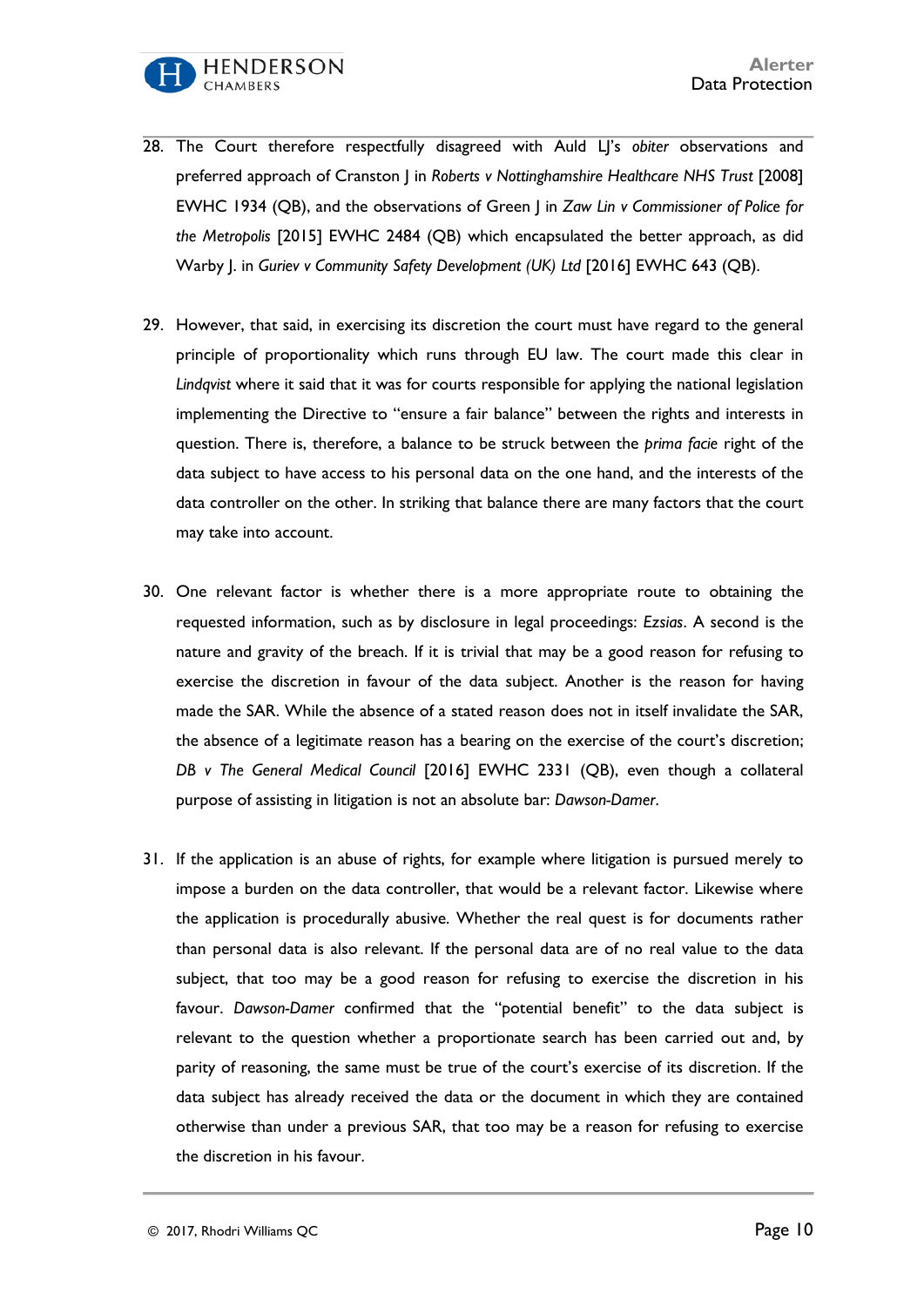28. The Court therefore respectfully disagreed with Auld LJ's *obiter* observations and preferred approach of Cranston J in *Roberts v Nottinghamshire Healthcare NHS Trust* [2008] EWHC 1934 (QB), and the observations of Green J in *Zaw Lin v Commissioner of Police for the Metropolis* [2015] EWHC 2484 (QB) which encapsulated the better approach, as did Warby J. in *Guriev v Community Safety Development (UK) Ltd* [2016] EWHC 643 (QB).

29. However, that said, in exercising its discretion the court must have regard to the general principle of proportionality which runs through EU law. The court made this clear in *Lindqvist* where it said that it was for courts responsible for applying the national legislation implementing the Directive to "ensure a fair balance" between the rights and interests in question. There is, therefore, a balance to be struck between the *prima facie* right of the data subject to have access to his personal data on the one hand, and the interests of the data controller on the other. In striking that balance there are many factors that the court may take into account.

30. One relevant factor is whether there is a more appropriate route to obtaining the requested information, such as by disclosure in legal proceedings: *Ezsias*. A second is the nature and gravity of the breach. If it is trivial that may be a good reason for refusing to exercise the discretion in favour of the data subject. Another is the reason for having made the SAR. While the absence of a stated reason does not in itself invalidate the SAR, the absence of a legitimate reason has a bearing on the exercise of the court's discretion; *DB v The General Medical Council* [2016] EWHC 2331 (QB), even though a collateral purpose of assisting in litigation is not an absolute bar: *Dawson-Damer*.

31. If the application is an abuse of rights, for example where litigation is pursued merely to impose a burden on the data controller, that would be a relevant factor. Likewise where the application is procedurally abusive. Whether the real quest is for documents rather than personal data is also relevant. If the personal data are of no real value to the data subject, that too may be a good reason for refusing to exercise the discretion in his favour. *Dawson-Damer* confirmed that the "potential benefit" to the data subject is relevant to the question whether a proportionate search has been carried out and, by parity of reasoning, the same must be true of the court's exercise of its discretion. If the data subject has already received the data or the document in which they are contained otherwise than under a previous SAR, that too may be a reason for refusing to exercise the discretion in his favour.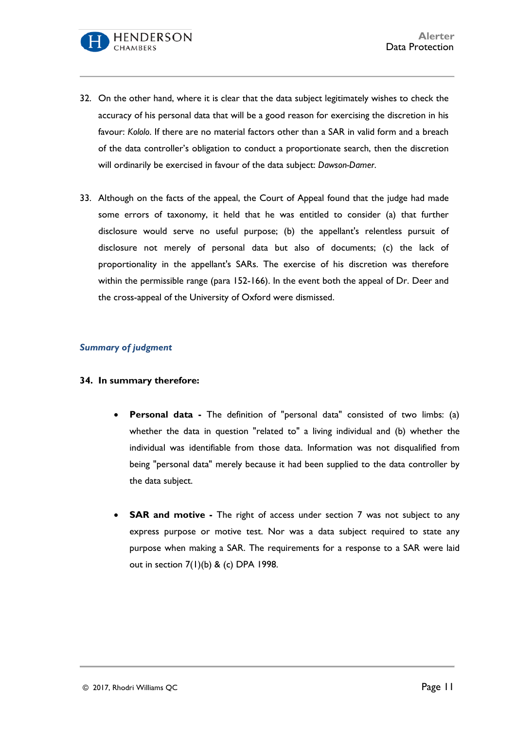32. On the other hand, where it is clear that the data subject legitimately wishes to check the accuracy of his personal data that will be a good reason for exercising the discretion in his favour: *Kololo*. If there are no material factors other than a SAR in valid form and a breach of the data controller's obligation to conduct a proportionate search, then the discretion will ordinarily be exercised in favour of the data subject: *Dawson-Damer*.

33. Although on the facts of the appeal, the Court of Appeal found that the judge had made some errors of taxonomy, it held that he was entitled to consider (a) that further disclosure would serve no useful purpose; (b) the appellant's relentless pursuit of disclosure not merely of personal data but also of documents; (c) the lack of proportionality in the appellant's SARs. The exercise of his discretion was therefore within the permissible range (para 152-166). In the event both the appeal of Dr. Deer and the cross-appeal of the University of Oxford were dismissed.

### *Summary of judgment*

**34. In summary therefore:**

- **Personal data -** The definition of "personal data" consisted of two limbs: (a) whether the data in question "related to" a living individual and (b) whether the individual was identifiable from those data. Information was not disqualified from being "personal data" merely because it had been supplied to the data controller by the data subject.

- **SAR and motive -** The right of access under section 7 was not subject to any express purpose or motive test. Nor was a data subject required to state any purpose when making a SAR. The requirements for a response to a SAR were laid out in section 7(1)(b) & (c) DPA 1998.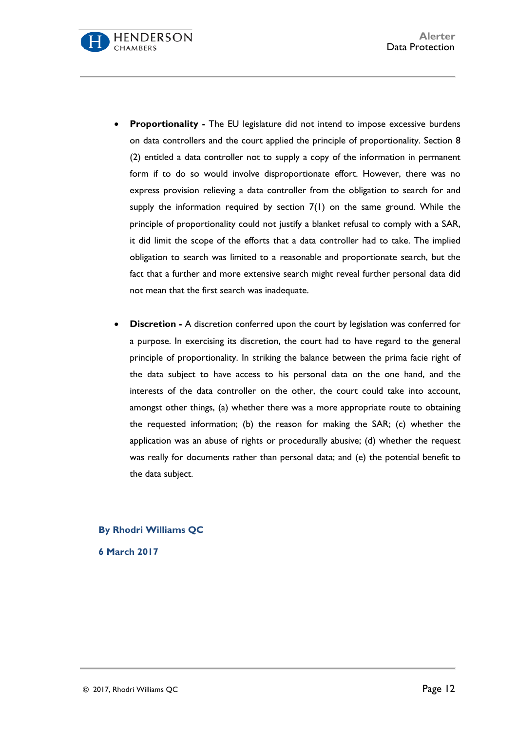- **Proportionality -** The EU legislature did not intend to impose excessive burdens on data controllers and the court applied the principle of proportionality. Section 8 (2) entitled a data controller not to supply a copy of the information in permanent form if to do so would involve disproportionate effort. However, there was no express provision relieving a data controller from the obligation to search for and supply the information required by section 7(1) on the same ground. While the principle of proportionality could not justify a blanket refusal to comply with a SAR, it did limit the scope of the efforts that a data controller had to take. The implied obligation to search was limited to a reasonable and proportionate search, but the fact that a further and more extensive search might reveal further personal data did not mean that the first search was inadequate.

- **Discretion -** A discretion conferred upon the court by legislation was conferred for a purpose. In exercising its discretion, the court had to have regard to the general principle of proportionality. In striking the balance between the prima facie right of the data subject to have access to his personal data on the one hand, and the interests of the data controller on the other, the court could take into account, amongst other things, (a) whether there was a more appropriate route to obtaining the requested information; (b) the reason for making the SAR; (c) whether the application was an abuse of rights or procedurally abusive; (d) whether the request was really for documents rather than personal data; and (e) the potential benefit to the data subject.

**By Rhodri Williams QC**

**6 March 2017**